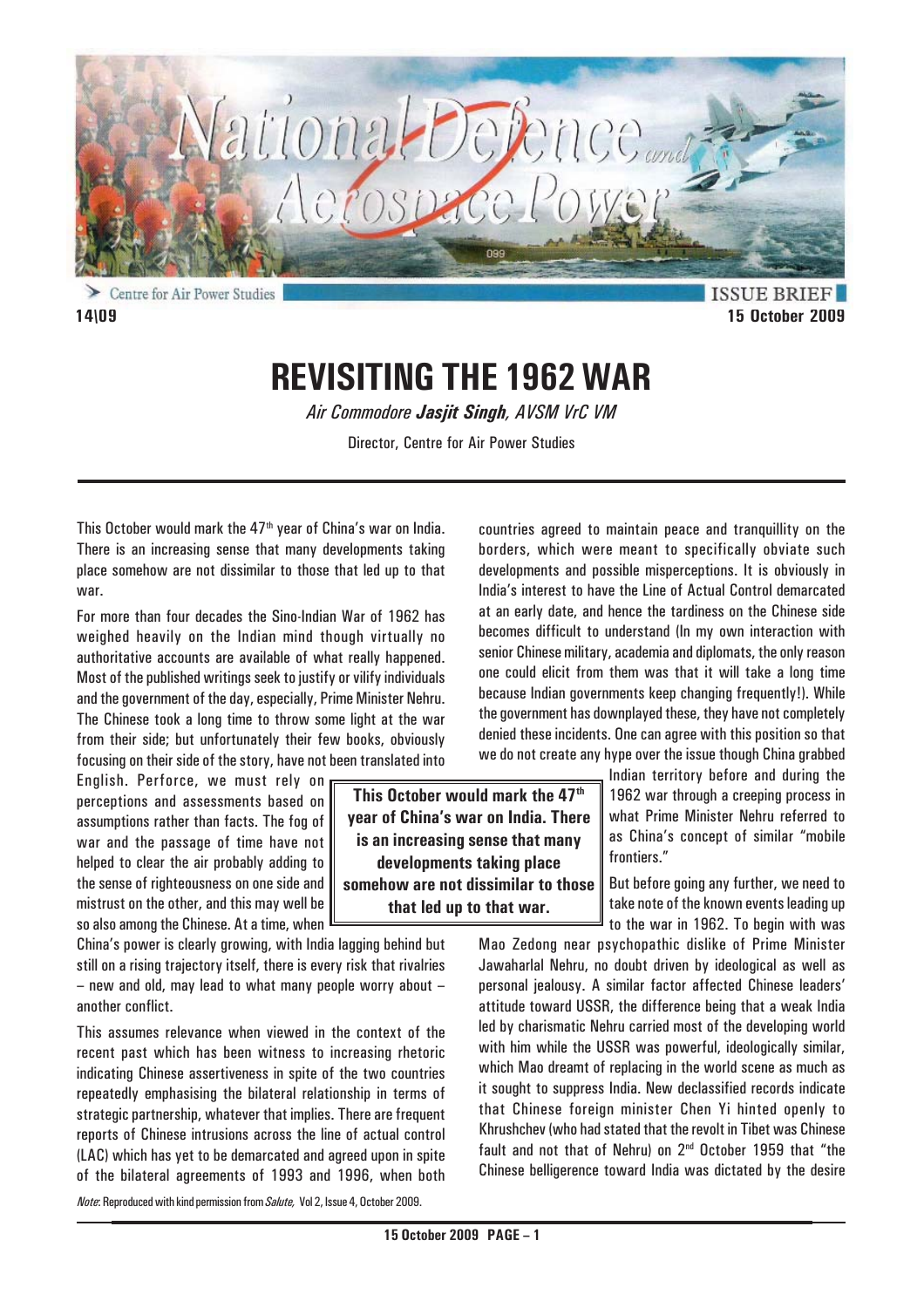ISSUE BRIEF

14\09 — 15 October 2009

# REVISITING THE 1962 WAR

*Air Commodore **Jasjit Singh**, AVSM VrC VM*

Director, Centre for Air Power Studies

This October would mark the 47th year of China's war on India. There is an increasing sense that many developments taking place somehow are not dissimilar to those that led up to that war.

For more than four decades the Sino-Indian War of 1962 has weighed heavily on the Indian mind though virtually no authoritative accounts are available of what really happened. Most of the published writings seek to justify or vilify individuals and the government of the day, especially, Prime Minister Nehru. The Chinese took a long time to throw some light at the war from their side; but unfortunately their few books, obviously focusing on their side of the story, have not been translated into English. Perforce, we must rely on perceptions and assessments based on assumptions rather than facts. The fog of war and the passage of time have not helped to clear the air probably adding to the sense of righteousness on one side and mistrust on the other, and this may well be so also among the Chinese. At a time, when China's power is clearly growing, with India lagging behind but still on a rising trajectory itself, there is every risk that rivalries – new and old, may lead to what many people worry about – another conflict.

> **This October would mark the 47th year of China's war on India. There is an increasing sense that many developments taking place somehow are not dissimilar to those that led up to that war.**

This assumes relevance when viewed in the context of the recent past which has been witness to increasing rhetoric indicating Chinese assertiveness in spite of the two countries repeatedly emphasising the bilateral relationship in terms of strategic partnership, whatever that implies. There are frequent reports of Chinese intrusions across the line of actual control (LAC) which has yet to be demarcated and agreed upon in spite of the bilateral agreements of 1993 and 1996, when both countries agreed to maintain peace and tranquillity on the borders, which were meant to specifically obviate such developments and possible misperceptions. It is obviously in India's interest to have the Line of Actual Control demarcated at an early date, and hence the tardiness on the Chinese side becomes difficult to understand (In my own interaction with senior Chinese military, academia and diplomats, the only reason one could elicit from them was that it will take a long time because Indian governments keep changing frequently!). While the government has downplayed these, they have not completely denied these incidents. One can agree with this position so that we do not create any hype over the issue though China grabbed Indian territory before and during the 1962 war through a creeping process in what Prime Minister Nehru referred to as China's concept of similar "mobile frontiers."

But before going any further, we need to take note of the known events leading up to the war in 1962. To begin with was Mao Zedong near psychopathic dislike of Prime Minister Jawaharlal Nehru, no doubt driven by ideological as well as personal jealousy. A similar factor affected Chinese leaders' attitude toward USSR, the difference being that a weak India led by charismatic Nehru carried most of the developing world with him while the USSR was powerful, ideologically similar, which Mao dreamt of replacing in the world scene as much as it sought to suppress India. New declassified records indicate that Chinese foreign minister Chen Yi hinted openly to Khrushchev (who had stated that the revolt in Tibet was Chinese fault and not that of Nehru) on 2nd October 1959 that "the Chinese belligerence toward India was dictated by the desire

*Note*: Reproduced with kind permission from *Salute*, Vol 2, Issue 4, October 2009.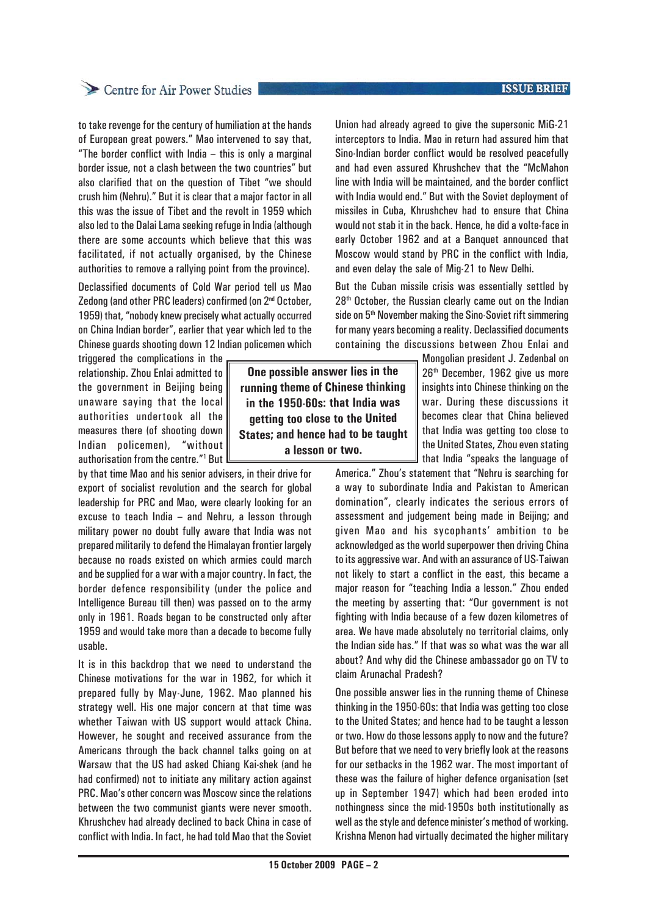to take revenge for the century of humiliation at the hands of European great powers." Mao intervened to say that, "The border conflict with India – this is only a marginal border issue, not a clash between the two countries" but also clarified that on the question of Tibet "we should crush him (Nehru)." But it is clear that a major factor in all this was the issue of Tibet and the revolt in 1959 which also led to the Dalai Lama seeking refuge in India (although there are some accounts which believe that this was facilitated, if not actually organised, by the Chinese authorities to remove a rallying point from the province).

Declassified documents of Cold War period tell us Mao Zedong (and other PRC leaders) confirmed (on 2nd October, 1959) that, "nobody knew precisely what actually occurred on China Indian border", earlier that year which led to the Chinese guards shooting down 12 Indian policemen which triggered the complications in the relationship. Zhou Enlai admitted to the government in Beijing being unaware saying that the local authorities undertook all the measures there (of shooting down Indian policemen), "without authorisation from the centre."[1] But by that time Mao and his senior advisers, in their drive for export of socialist revolution and the search for global leadership for PRC and Mao, were clearly looking for an excuse to teach India – and Nehru, a lesson through military power no doubt fully aware that India was not prepared militarily to defend the Himalayan frontier largely because no roads existed on which armies could march and be supplied for a war with a major country. In fact, the border defence responsibility (under the police and Intelligence Bureau till then) was passed on to the army only in 1961. Roads began to be constructed only after 1959 and would take more than a decade to become fully usable.

It is in this backdrop that we need to understand the Chinese motivations for the war in 1962, for which it prepared fully by May-June, 1962. Mao planned his strategy well. His one major concern at that time was whether Taiwan with US support would attack China. However, he sought and received assurance from the Americans through the back channel talks going on at Warsaw that the US had asked Chiang Kai-shek (and he had confirmed) not to initiate any military action against PRC. Mao's other concern was Moscow since the relations between the two communist giants were never smooth. Khrushchev had already declined to back China in case of conflict with India. In fact, he had told Mao that the Soviet Union had already agreed to give the supersonic MiG-21 interceptors to India. Mao in return had assured him that Sino-Indian border conflict would be resolved peacefully and had even assured Khrushchev that the "McMahon line with India will be maintained, and the border conflict with India would end." But with the Soviet deployment of missiles in Cuba, Khrushchev had to ensure that China would not stab it in the back. Hence, he did a volte-face in early October 1962 and at a Banquet announced that Moscow would stand by PRC in the conflict with India, and even delay the sale of Mig-21 to New Delhi.

But the Cuban missile crisis was essentially settled by 28th October, the Russian clearly came out on the Indian side on 5th November making the Sino-Soviet rift simmering for many years becoming a reality. Declassified documents containing the discussions between Zhou Enlai and Mongolian president J. Zedenbal on 26th December, 1962 give us more insights into Chinese thinking on the war. During these discussions it becomes clear that China believed that India was getting too close to the United States, Zhou even stating that India "speaks the language of America." Zhou's statement that "Nehru is searching for a way to subordinate India and Pakistan to American domination", clearly indicates the serious errors of assessment and judgement being made in Beijing; and given Mao and his sycophants' ambition to be acknowledged as the world superpower then driving China to its aggressive war. And with an assurance of US-Taiwan not likely to start a conflict in the east, this became a major reason for "teaching India a lesson." Zhou ended the meeting by asserting that: "Our government is not fighting with India because of a few dozen kilometres of area. We have made absolutely no territorial claims, only the Indian side has." If that was so what was the war all about? And why did the Chinese ambassador go on TV to claim Arunachal Pradesh?

> **One possible answer lies in the running theme of Chinese thinking in the 1950-60s: that India was getting too close to the United States; and hence had to be taught a lesson or two.**

One possible answer lies in the running theme of Chinese thinking in the 1950-60s: that India was getting too close to the United States; and hence had to be taught a lesson or two. How do those lessons apply to now and the future? But before that we need to very briefly look at the reasons for our setbacks in the 1962 war. The most important of these was the failure of higher defence organisation (set up in September 1947) which had been eroded into nothingness since the mid-1950s both institutionally as well as the style and defence minister's method of working. Krishna Menon had virtually decimated the higher military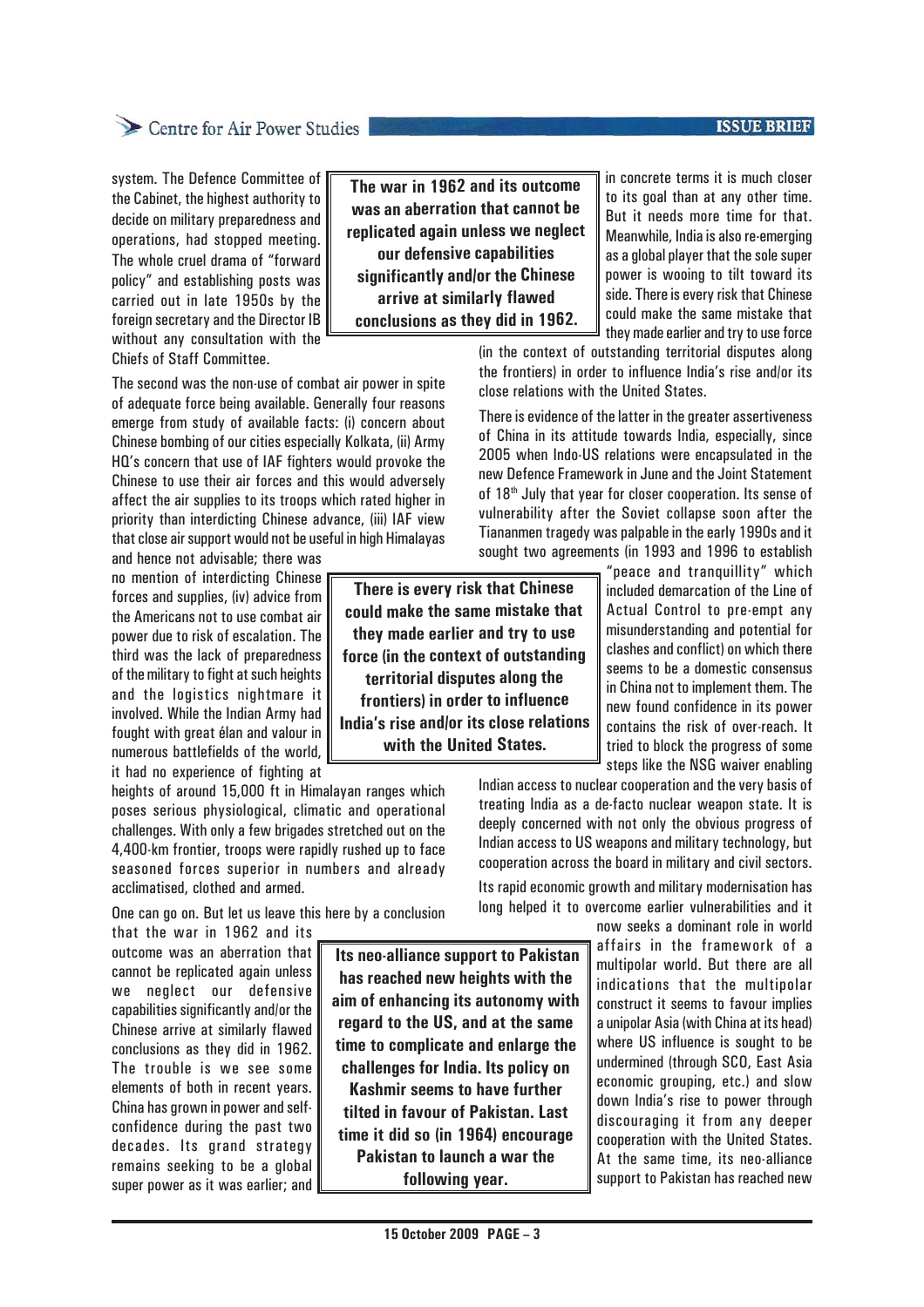system. The Defence Committee of the Cabinet, the highest authority to decide on military preparedness and operations, had stopped meeting. The whole cruel drama of "forward policy" and establishing posts was carried out in late 1950s by the foreign secretary and the Director IB without any consultation with the Chiefs of Staff Committee.

**The war in 1962 and its outcome was an aberration that cannot be replicated again unless we neglect our defensive capabilities significantly and/or the Chinese arrive at similarly flawed conclusions as they did in 1962.**

The second was the non-use of combat air power in spite of adequate force being available. Generally four reasons emerge from study of available facts: (i) concern about Chinese bombing of our cities especially Kolkata, (ii) Army HQ's concern that use of IAF fighters would provoke the Chinese to use their air forces and this would adversely affect the air supplies to its troops which rated higher in priority than interdicting Chinese advance, (iii) IAF view that close air support would not be useful in high Himalayas and hence not advisable; there was no mention of interdicting Chinese forces and supplies, (iv) advice from the Americans not to use combat air power due to risk of escalation. The third was the lack of preparedness of the military to fight at such heights and the logistics nightmare it involved. While the Indian Army had fought with great élan and valour in numerous battlefields of the world, it had no experience of fighting at heights of around 15,000 ft in Himalayan ranges which poses serious physiological, climatic and operational challenges. With only a few brigades stretched out on the 4,400-km frontier, troops were rapidly rushed up to face seasoned forces superior in numbers and already acclimatised, clothed and armed.

One can go on. But let us leave this here by a conclusion that the war in 1962 and its outcome was an aberration that cannot be replicated again unless we neglect our defensive capabilities significantly and/or the Chinese arrive at similarly flawed conclusions as they did in 1962. The trouble is we see some elements of both in recent years. China has grown in power and self-confidence during the past two decades. Its grand strategy remains seeking to be a global super power as it was earlier; and in concrete terms it is much closer to its goal than at any other time. But it needs more time for that. Meanwhile, India is also re-emerging as a global player that the sole super power is wooing to tilt toward its side. There is every risk that Chinese could make the same mistake that they made earlier and try to use force (in the context of outstanding territorial disputes along the frontiers) in order to influence India's rise and/or its close relations with the United States.

**There is every risk that Chinese could make the same mistake that they made earlier and try to use force (in the context of outstanding territorial disputes along the frontiers) in order to influence India's rise and/or its close relations with the United States.**

There is evidence of the latter in the greater assertiveness of China in its attitude towards India, especially, since 2005 when Indo-US relations were encapsulated in the new Defence Framework in June and the Joint Statement of 18th July that year for closer cooperation. Its sense of vulnerability after the Soviet collapse soon after the Tiananmen tragedy was palpable in the early 1990s and it sought two agreements (in 1993 and 1996 to establish "peace and tranquillity" which included demarcation of the Line of Actual Control to pre-empt any misunderstanding and potential for clashes and conflict) on which there seems to be a domestic consensus in China not to implement them. The new found confidence in its power contains the risk of over-reach. It tried to block the progress of some steps like the NSG waiver enabling Indian access to nuclear cooperation and the very basis of treating India as a de-facto nuclear weapon state. It is deeply concerned with not only the obvious progress of Indian access to US weapons and military technology, but cooperation across the board in military and civil sectors.

Its rapid economic growth and military modernisation has long helped it to overcome earlier vulnerabilities and it now seeks a dominant role in world affairs in the framework of a multipolar world. But there are all indications that the multipolar construct it seems to favour implies a unipolar Asia (with China at its head) where US influence is sought to be undermined (through SCO, East Asia economic grouping, etc.) and slow down India's rise to power through discouraging it from any deeper cooperation with the United States. At the same time, its neo-alliance support to Pakistan has reached new

**Its neo-alliance support to Pakistan has reached new heights with the aim of enhancing its autonomy with regard to the US, and at the same time to complicate and enlarge the challenges for India. Its policy on Kashmir seems to have further tilted in favour of Pakistan. Last time it did so (in 1964) encourage Pakistan to launch a war the following year.**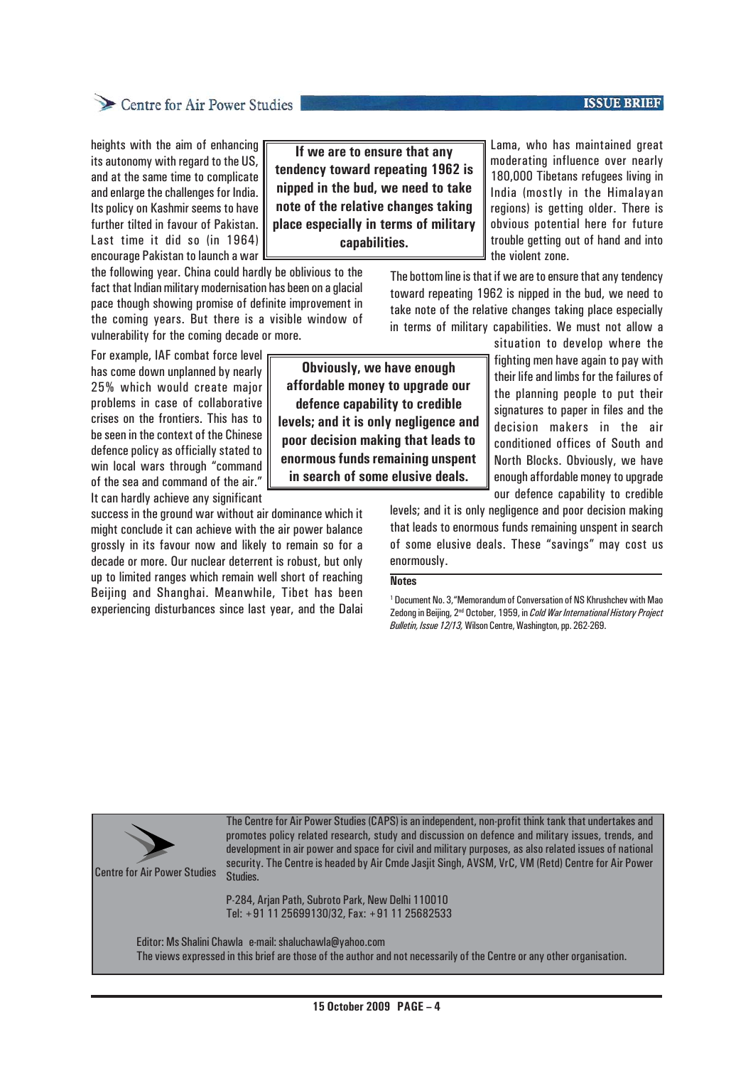heights with the aim of enhancing its autonomy with regard to the US, and at the same time to complicate and enlarge the challenges for India. Its policy on Kashmir seems to have further tilted in favour of Pakistan. Last time it did so (in 1964) encourage Pakistan to launch a war the following year. China could hardly be oblivious to the fact that Indian military modernisation has been on a glacial pace though showing promise of definite improvement in the coming years. But there is a visible window of vulnerability for the coming decade or more.

**If we are to ensure that any tendency toward repeating 1962 is nipped in the bud, we need to take note of the relative changes taking place especially in terms of military capabilities.**

For example, IAF combat force level has come down unplanned by nearly 25% which would create major problems in case of collaborative crises on the frontiers. This has to be seen in the context of the Chinese defence policy as officially stated to win local wars through "command of the sea and command of the air." It can hardly achieve any significant success in the ground war without air dominance which it might conclude it can achieve with the air power balance grossly in its favour now and likely to remain so for a decade or more. Our nuclear deterrent is robust, but only up to limited ranges which remain well short of reaching Beijing and Shanghai. Meanwhile, Tibet has been experiencing disturbances since last year, and the Dalai Lama, who has maintained great moderating influence over nearly 180,000 Tibetans refugees living in India (mostly in the Himalayan regions) is getting older. There is obvious potential here for future trouble getting out of hand and into the violent zone.

**Obviously, we have enough affordable money to upgrade our defence capability to credible levels; and it is only negligence and poor decision making that leads to enormous funds remaining unspent in search of some elusive deals.**

The bottom line is that if we are to ensure that any tendency toward repeating 1962 is nipped in the bud, we need to take note of the relative changes taking place especially in terms of military capabilities. We must not allow a situation to develop where the fighting men have again to pay with their life and limbs for the failures of the planning people to put their signatures to paper in files and the decision makers in the air conditioned offices of South and North Blocks. Obviously, we have enough affordable money to upgrade our defence capability to credible levels; and it is only negligence and poor decision making that leads to enormous funds remaining unspent in search of some elusive deals. These "savings" may cost us enormously.

**Notes**

[1] Document No. 3,"Memorandum of Conversation of NS Khrushchev with Mao Zedong in Beijing, 2nd October, 1959, in *Cold War International History Project Bulletin, Issue 12/13,* Wilson Centre, Washington, pp. 262-269.

Centre for Air Power Studies

The Centre for Air Power Studies (CAPS) is an independent, non-profit think tank that undertakes and promotes policy related research, study and discussion on defence and military issues, trends, and development in air power and space for civil and military purposes, as also related issues of national security. The Centre is headed by Air Cmde Jasjit Singh, AVSM, VrC, VM (Retd) Centre for Air Power Studies.

P-284, Arjan Path, Subroto Park, New Delhi 110010
Tel: +91 11 25699130/32, Fax: +91 11 25682533

Editor: Ms Shalini Chawla e-mail: shaluchawla@yahoo.com
The views expressed in this brief are those of the author and not necessarily of the Centre or any other organisation.